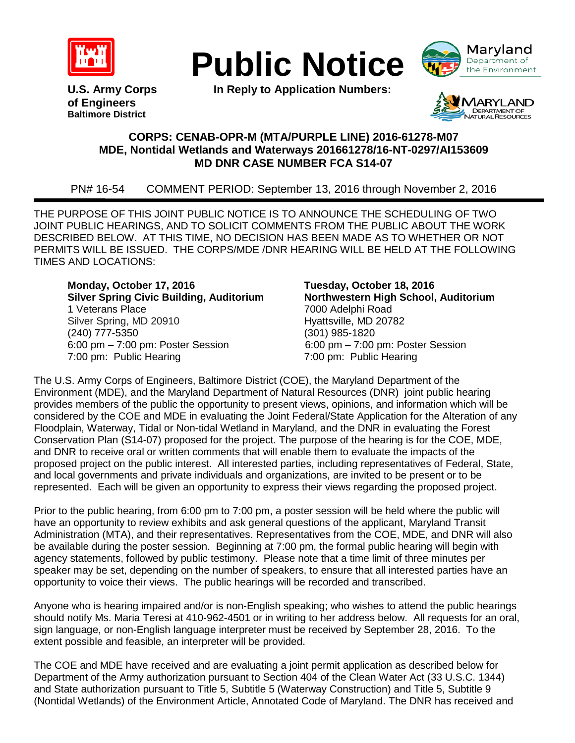U.S. Army Corps of Engineers
Baltimore District

# Public Notice

**In Reply to Application Numbers:**

Maryland Department of the Environment

Maryland Department of Natural Resources

**CORPS: CENAB-OPR-M (MTA/PURPLE LINE) 2016-61278-M07**
**MDE, Nontidal Wetlands and Waterways 201661278/16-NT-0297/AI153609**
**MD DNR CASE NUMBER FCA S14-07**

PN# 16-54 COMMENT PERIOD: September 13, 2016 through November 2, 2016

---

THE PURPOSE OF THIS JOINT PUBLIC NOTICE IS TO ANNOUNCE THE SCHEDULING OF TWO JOINT PUBLIC HEARINGS, AND TO SOLICIT COMMENTS FROM THE PUBLIC ABOUT THE WORK DESCRIBED BELOW. AT THIS TIME, NO DECISION HAS BEEN MADE AS TO WHETHER OR NOT PERMITS WILL BE ISSUED. THE CORPS/MDE /DNR HEARING WILL BE HELD AT THE FOLLOWING TIMES AND LOCATIONS:

**Monday, October 17, 2016**
**Silver Spring Civic Building, Auditorium**
1 Veterans Place
Silver Spring, MD 20910
(240) 777-5350
6:00 pm – 7:00 pm: Poster Session
7:00 pm: Public Hearing

**Tuesday, October 18, 2016**
**Northwestern High School, Auditorium**
7000 Adelphi Road
Hyattsville, MD 20782
(301) 985-1820
6:00 pm – 7:00 pm: Poster Session
7:00 pm: Public Hearing

The U.S. Army Corps of Engineers, Baltimore District (COE), the Maryland Department of the Environment (MDE), and the Maryland Department of Natural Resources (DNR) joint public hearing provides members of the public the opportunity to present views, opinions, and information which will be considered by the COE and MDE in evaluating the Joint Federal/State Application for the Alteration of any Floodplain, Waterway, Tidal or Non-tidal Wetland in Maryland, and the DNR in evaluating the Forest Conservation Plan (S14-07) proposed for the project. The purpose of the hearing is for the COE, MDE, and DNR to receive oral or written comments that will enable them to evaluate the impacts of the proposed project on the public interest. All interested parties, including representatives of Federal, State, and local governments and private individuals and organizations, are invited to be present or to be represented. Each will be given an opportunity to express their views regarding the proposed project.

Prior to the public hearing, from 6:00 pm to 7:00 pm, a poster session will be held where the public will have an opportunity to review exhibits and ask general questions of the applicant, Maryland Transit Administration (MTA), and their representatives. Representatives from the COE, MDE, and DNR will also be available during the poster session. Beginning at 7:00 pm, the formal public hearing will begin with agency statements, followed by public testimony. Please note that a time limit of three minutes per speaker may be set, depending on the number of speakers, to ensure that all interested parties have an opportunity to voice their views. The public hearings will be recorded and transcribed.

Anyone who is hearing impaired and/or is non-English speaking; who wishes to attend the public hearings should notify Ms. Maria Teresi at 410-962-4501 or in writing to her address below. All requests for an oral, sign language, or non-English language interpreter must be received by September 28, 2016. To the extent possible and feasible, an interpreter will be provided.

The COE and MDE have received and are evaluating a joint permit application as described below for Department of the Army authorization pursuant to Section 404 of the Clean Water Act (33 U.S.C. 1344) and State authorization pursuant to Title 5, Subtitle 5 (Waterway Construction) and Title 5, Subtitle 9 (Nontidal Wetlands) of the Environment Article, Annotated Code of Maryland. The DNR has received and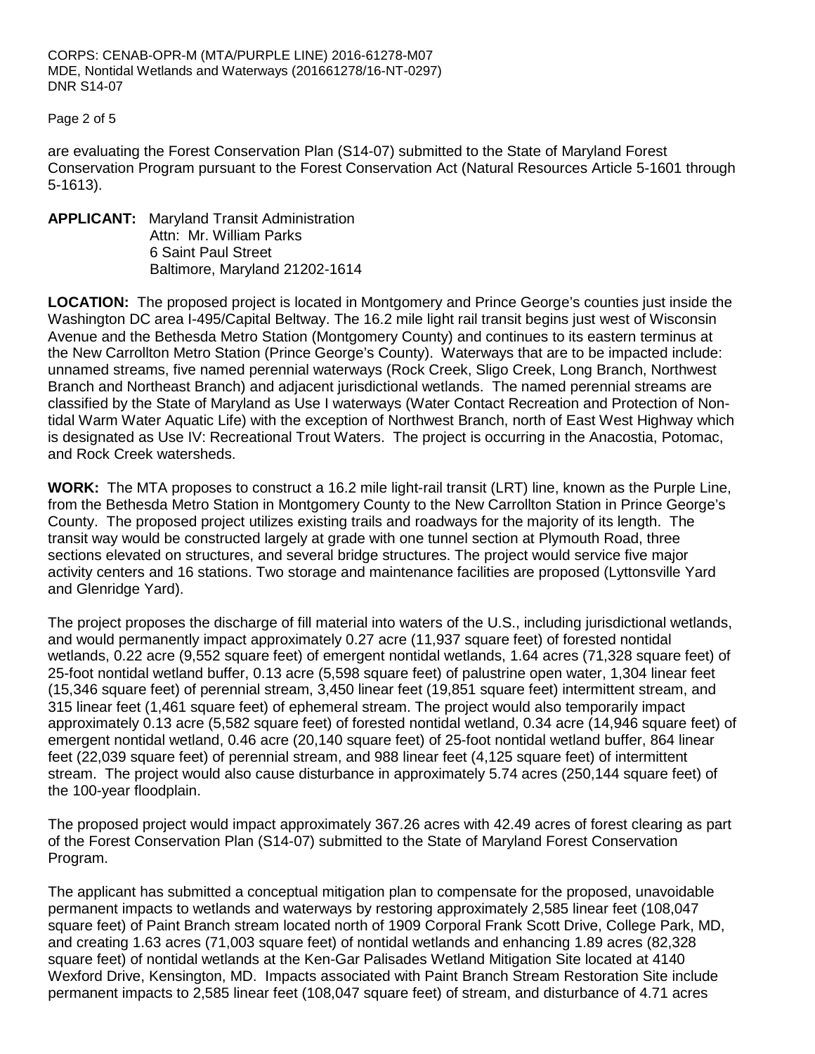are evaluating the Forest Conservation Plan (S14-07) submitted to the State of Maryland Forest Conservation Program pursuant to the Forest Conservation Act (Natural Resources Article 5-1601 through 5-1613).

**APPLICANT:** Maryland Transit Administration
Attn: Mr. William Parks
6 Saint Paul Street
Baltimore, Maryland 21202-1614

**LOCATION:** The proposed project is located in Montgomery and Prince George's counties just inside the Washington DC area I-495/Capital Beltway. The 16.2 mile light rail transit begins just west of Wisconsin Avenue and the Bethesda Metro Station (Montgomery County) and continues to its eastern terminus at the New Carrollton Metro Station (Prince George's County). Waterways that are to be impacted include: unnamed streams, five named perennial waterways (Rock Creek, Sligo Creek, Long Branch, Northwest Branch and Northeast Branch) and adjacent jurisdictional wetlands. The named perennial streams are classified by the State of Maryland as Use I waterways (Water Contact Recreation and Protection of Non-tidal Warm Water Aquatic Life) with the exception of Northwest Branch, north of East West Highway which is designated as Use IV: Recreational Trout Waters. The project is occurring in the Anacostia, Potomac, and Rock Creek watersheds.

**WORK:** The MTA proposes to construct a 16.2 mile light-rail transit (LRT) line, known as the Purple Line, from the Bethesda Metro Station in Montgomery County to the New Carrollton Station in Prince George's County. The proposed project utilizes existing trails and roadways for the majority of its length. The transit way would be constructed largely at grade with one tunnel section at Plymouth Road, three sections elevated on structures, and several bridge structures. The project would service five major activity centers and 16 stations. Two storage and maintenance facilities are proposed (Lyttonsville Yard and Glenridge Yard).

The project proposes the discharge of fill material into waters of the U.S., including jurisdictional wetlands, and would permanently impact approximately 0.27 acre (11,937 square feet) of forested nontidal wetlands, 0.22 acre (9,552 square feet) of emergent nontidal wetlands, 1.64 acres (71,328 square feet) of 25-foot nontidal wetland buffer, 0.13 acre (5,598 square feet) of palustrine open water, 1,304 linear feet (15,346 square feet) of perennial stream, 3,450 linear feet (19,851 square feet) intermittent stream, and 315 linear feet (1,461 square feet) of ephemeral stream. The project would also temporarily impact approximately 0.13 acre (5,582 square feet) of forested nontidal wetland, 0.34 acre (14,946 square feet) of emergent nontidal wetland, 0.46 acre (20,140 square feet) of 25-foot nontidal wetland buffer, 864 linear feet (22,039 square feet) of perennial stream, and 988 linear feet (4,125 square feet) of intermittent stream. The project would also cause disturbance in approximately 5.74 acres (250,144 square feet) of the 100-year floodplain.

The proposed project would impact approximately 367.26 acres with 42.49 acres of forest clearing as part of the Forest Conservation Plan (S14-07) submitted to the State of Maryland Forest Conservation Program.

The applicant has submitted a conceptual mitigation plan to compensate for the proposed, unavoidable permanent impacts to wetlands and waterways by restoring approximately 2,585 linear feet (108,047 square feet) of Paint Branch stream located north of 1909 Corporal Frank Scott Drive, College Park, MD, and creating 1.63 acres (71,003 square feet) of nontidal wetlands and enhancing 1.89 acres (82,328 square feet) of nontidal wetlands at the Ken-Gar Palisades Wetland Mitigation Site located at 4140 Wexford Drive, Kensington, MD. Impacts associated with Paint Branch Stream Restoration Site include permanent impacts to 2,585 linear feet (108,047 square feet) of stream, and disturbance of 4.71 acres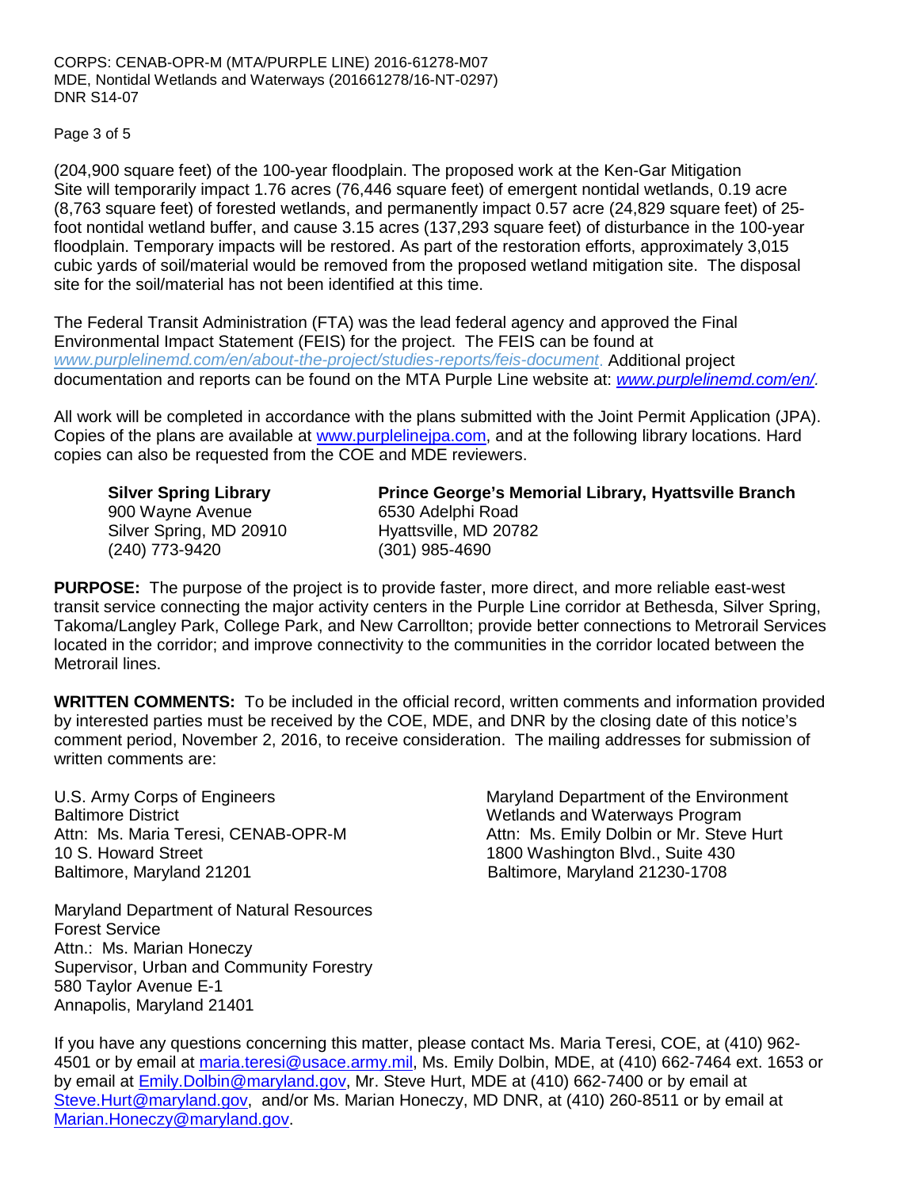(204,900 square feet) of the 100-year floodplain. The proposed work at the Ken-Gar Mitigation Site will temporarily impact 1.76 acres (76,446 square feet) of emergent nontidal wetlands, 0.19 acre (8,763 square feet) of forested wetlands, and permanently impact 0.57 acre (24,829 square feet) of 25-foot nontidal wetland buffer, and cause 3.15 acres (137,293 square feet) of disturbance in the 100-year floodplain. Temporary impacts will be restored. As part of the restoration efforts, approximately 3,015 cubic yards of soil/material would be removed from the proposed wetland mitigation site. The disposal site for the soil/material has not been identified at this time.

The Federal Transit Administration (FTA) was the lead federal agency and approved the Final Environmental Impact Statement (FEIS) for the project. The FEIS can be found at *www.purplelinemd.com/en/about-the-project/studies-reports/feis-document*. Additional project documentation and reports can be found on the MTA Purple Line website at: *www.purplelinemd.com/en/*.

All work will be completed in accordance with the plans submitted with the Joint Permit Application (JPA). Copies of the plans are available at www.purplelinejpa.com, and at the following library locations. Hard copies can also be requested from the COE and MDE reviewers.

**Silver Spring Library**
900 Wayne Avenue
Silver Spring, MD 20910
(240) 773-9420

**Prince George's Memorial Library, Hyattsville Branch**
6530 Adelphi Road
Hyattsville, MD 20782
(301) 985-4690

**PURPOSE:** The purpose of the project is to provide faster, more direct, and more reliable east-west transit service connecting the major activity centers in the Purple Line corridor at Bethesda, Silver Spring, Takoma/Langley Park, College Park, and New Carrollton; provide better connections to Metrorail Services located in the corridor; and improve connectivity to the communities in the corridor located between the Metrorail lines.

**WRITTEN COMMENTS:** To be included in the official record, written comments and information provided by interested parties must be received by the COE, MDE, and DNR by the closing date of this notice's comment period, November 2, 2016, to receive consideration. The mailing addresses for submission of written comments are:

U.S. Army Corps of Engineers
Baltimore District
Attn: Ms. Maria Teresi, CENAB-OPR-M
10 S. Howard Street
Baltimore, Maryland 21201

Maryland Department of the Environment
Wetlands and Waterways Program
Attn: Ms. Emily Dolbin or Mr. Steve Hurt
1800 Washington Blvd., Suite 430
Baltimore, Maryland 21230-1708

Maryland Department of Natural Resources
Forest Service
Attn.: Ms. Marian Honeczy
Supervisor, Urban and Community Forestry
580 Taylor Avenue E-1
Annapolis, Maryland 21401

If you have any questions concerning this matter, please contact Ms. Maria Teresi, COE, at (410) 962-4501 or by email at maria.teresi@usace.army.mil, Ms. Emily Dolbin, MDE, at (410) 662-7464 ext. 1653 or by email at Emily.Dolbin@maryland.gov, Mr. Steve Hurt, MDE at (410) 662-7400 or by email at Steve.Hurt@maryland.gov, and/or Ms. Marian Honeczy, MD DNR, at (410) 260-8511 or by email at Marian.Honeczy@maryland.gov.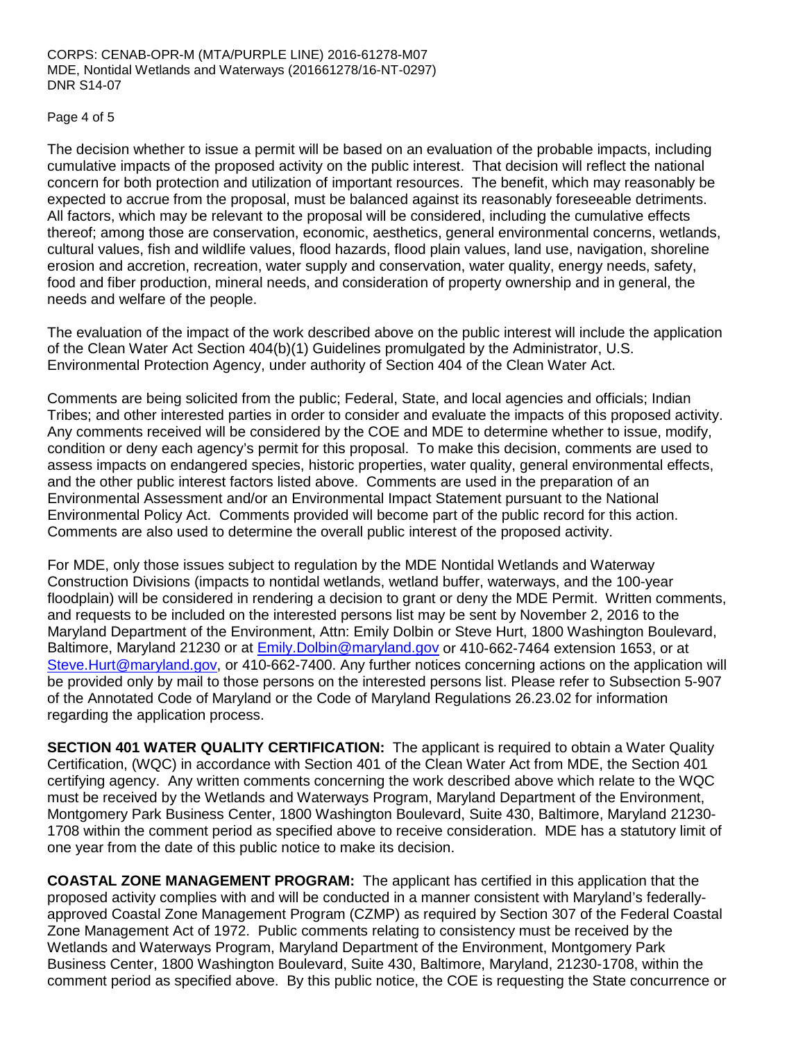The decision whether to issue a permit will be based on an evaluation of the probable impacts, including cumulative impacts of the proposed activity on the public interest. That decision will reflect the national concern for both protection and utilization of important resources. The benefit, which may reasonably be expected to accrue from the proposal, must be balanced against its reasonably foreseeable detriments. All factors, which may be relevant to the proposal will be considered, including the cumulative effects thereof; among those are conservation, economic, aesthetics, general environmental concerns, wetlands, cultural values, fish and wildlife values, flood hazards, flood plain values, land use, navigation, shoreline erosion and accretion, recreation, water supply and conservation, water quality, energy needs, safety, food and fiber production, mineral needs, and consideration of property ownership and in general, the needs and welfare of the people.

The evaluation of the impact of the work described above on the public interest will include the application of the Clean Water Act Section 404(b)(1) Guidelines promulgated by the Administrator, U.S. Environmental Protection Agency, under authority of Section 404 of the Clean Water Act.

Comments are being solicited from the public; Federal, State, and local agencies and officials; Indian Tribes; and other interested parties in order to consider and evaluate the impacts of this proposed activity. Any comments received will be considered by the COE and MDE to determine whether to issue, modify, condition or deny each agency's permit for this proposal. To make this decision, comments are used to assess impacts on endangered species, historic properties, water quality, general environmental effects, and the other public interest factors listed above. Comments are used in the preparation of an Environmental Assessment and/or an Environmental Impact Statement pursuant to the National Environmental Policy Act. Comments provided will become part of the public record for this action. Comments are also used to determine the overall public interest of the proposed activity.

For MDE, only those issues subject to regulation by the MDE Nontidal Wetlands and Waterway Construction Divisions (impacts to nontidal wetlands, wetland buffer, waterways, and the 100-year floodplain) will be considered in rendering a decision to grant or deny the MDE Permit. Written comments, and requests to be included on the interested persons list may be sent by November 2, 2016 to the Maryland Department of the Environment, Attn: Emily Dolbin or Steve Hurt, 1800 Washington Boulevard, Baltimore, Maryland 21230 or at Emily.Dolbin@maryland.gov or 410-662-7464 extension 1653, or at Steve.Hurt@maryland.gov, or 410-662-7400. Any further notices concerning actions on the application will be provided only by mail to those persons on the interested persons list. Please refer to Subsection 5-907 of the Annotated Code of Maryland or the Code of Maryland Regulations 26.23.02 for information regarding the application process.

**SECTION 401 WATER QUALITY CERTIFICATION:** The applicant is required to obtain a Water Quality Certification, (WQC) in accordance with Section 401 of the Clean Water Act from MDE, the Section 401 certifying agency. Any written comments concerning the work described above which relate to the WQC must be received by the Wetlands and Waterways Program, Maryland Department of the Environment, Montgomery Park Business Center, 1800 Washington Boulevard, Suite 430, Baltimore, Maryland 21230-1708 within the comment period as specified above to receive consideration. MDE has a statutory limit of one year from the date of this public notice to make its decision.

**COASTAL ZONE MANAGEMENT PROGRAM:** The applicant has certified in this application that the proposed activity complies with and will be conducted in a manner consistent with Maryland's federally-approved Coastal Zone Management Program (CZMP) as required by Section 307 of the Federal Coastal Zone Management Act of 1972. Public comments relating to consistency must be received by the Wetlands and Waterways Program, Maryland Department of the Environment, Montgomery Park Business Center, 1800 Washington Boulevard, Suite 430, Baltimore, Maryland, 21230-1708, within the comment period as specified above. By this public notice, the COE is requesting the State concurrence or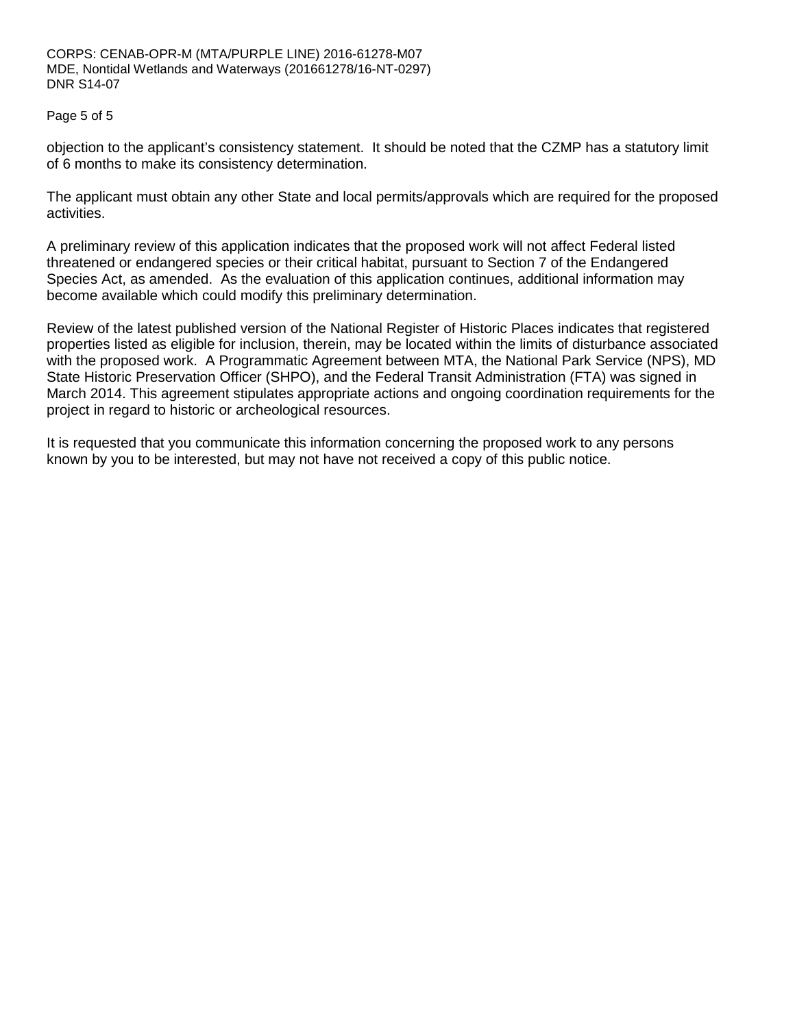objection to the applicant's consistency statement. It should be noted that the CZMP has a statutory limit of 6 months to make its consistency determination.

The applicant must obtain any other State and local permits/approvals which are required for the proposed activities.

A preliminary review of this application indicates that the proposed work will not affect Federal listed threatened or endangered species or their critical habitat, pursuant to Section 7 of the Endangered Species Act, as amended. As the evaluation of this application continues, additional information may become available which could modify this preliminary determination.

Review of the latest published version of the National Register of Historic Places indicates that registered properties listed as eligible for inclusion, therein, may be located within the limits of disturbance associated with the proposed work. A Programmatic Agreement between MTA, the National Park Service (NPS), MD State Historic Preservation Officer (SHPO), and the Federal Transit Administration (FTA) was signed in March 2014. This agreement stipulates appropriate actions and ongoing coordination requirements for the project in regard to historic or archeological resources.

It is requested that you communicate this information concerning the proposed work to any persons known by you to be interested, but may not have not received a copy of this public notice.